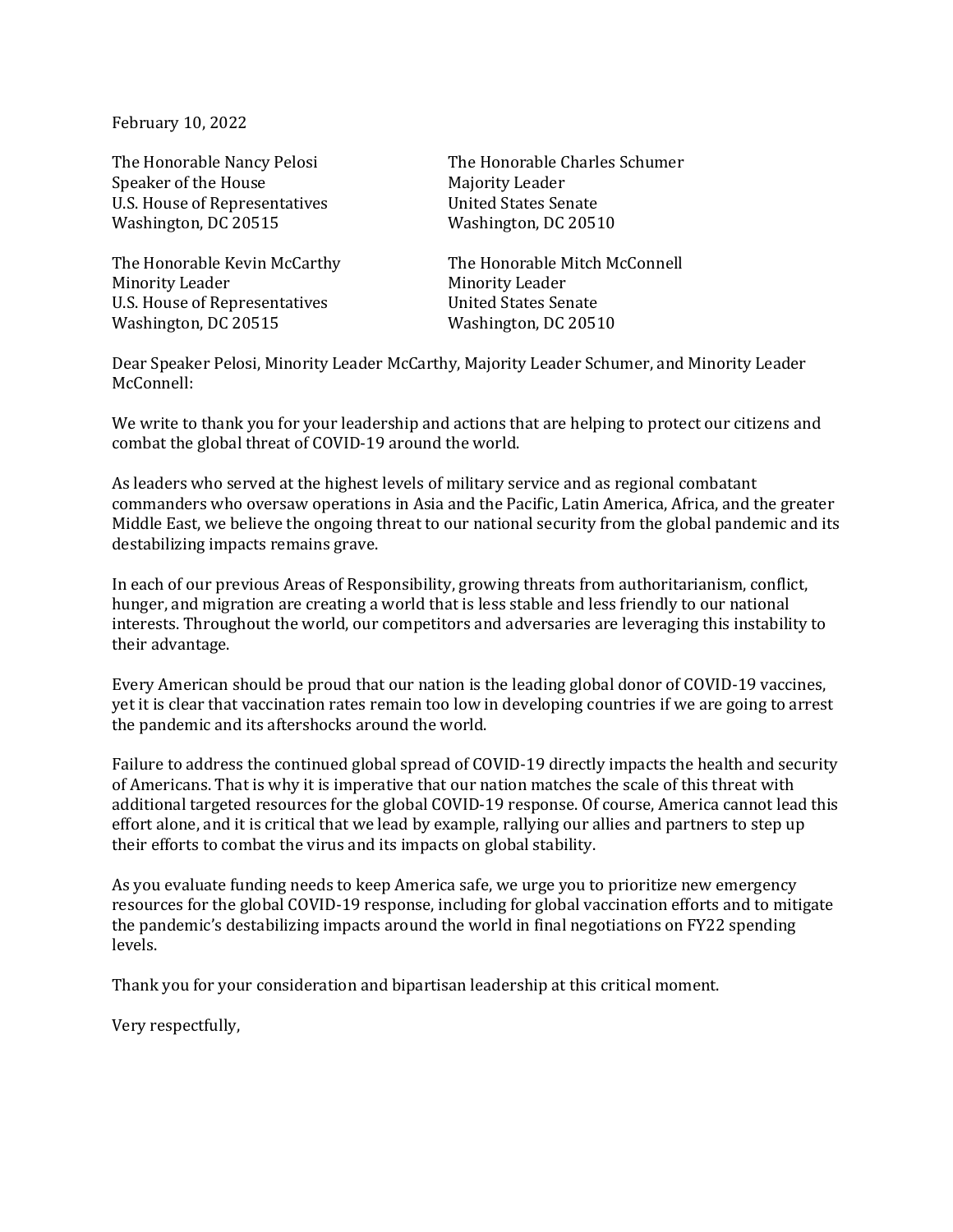February 10, 2022

The Honorable Nancy Pelosi
Speaker of the House
U.S. House of Representatives
Washington, DC 20515

The Honorable Charles Schumer
Majority Leader
United States Senate
Washington, DC 20510

The Honorable Kevin McCarthy
Minority Leader
U.S. House of Representatives
Washington, DC 20515

The Honorable Mitch McConnell
Minority Leader
United States Senate
Washington, DC 20510

Dear Speaker Pelosi, Minority Leader McCarthy, Majority Leader Schumer, and Minority Leader McConnell:

We write to thank you for your leadership and actions that are helping to protect our citizens and combat the global threat of COVID-19 around the world.

As leaders who served at the highest levels of military service and as regional combatant commanders who oversaw operations in Asia and the Pacific, Latin America, Africa, and the greater Middle East, we believe the ongoing threat to our national security from the global pandemic and its destabilizing impacts remains grave.

In each of our previous Areas of Responsibility, growing threats from authoritarianism, conflict, hunger, and migration are creating a world that is less stable and less friendly to our national interests. Throughout the world, our competitors and adversaries are leveraging this instability to their advantage.

Every American should be proud that our nation is the leading global donor of COVID-19 vaccines, yet it is clear that vaccination rates remain too low in developing countries if we are going to arrest the pandemic and its aftershocks around the world.

Failure to address the continued global spread of COVID-19 directly impacts the health and security of Americans. That is why it is imperative that our nation matches the scale of this threat with additional targeted resources for the global COVID-19 response. Of course, America cannot lead this effort alone, and it is critical that we lead by example, rallying our allies and partners to step up their efforts to combat the virus and its impacts on global stability.

As you evaluate funding needs to keep America safe, we urge you to prioritize new emergency resources for the global COVID-19 response, including for global vaccination efforts and to mitigate the pandemic's destabilizing impacts around the world in final negotiations on FY22 spending levels.

Thank you for your consideration and bipartisan leadership at this critical moment.

Very respectfully,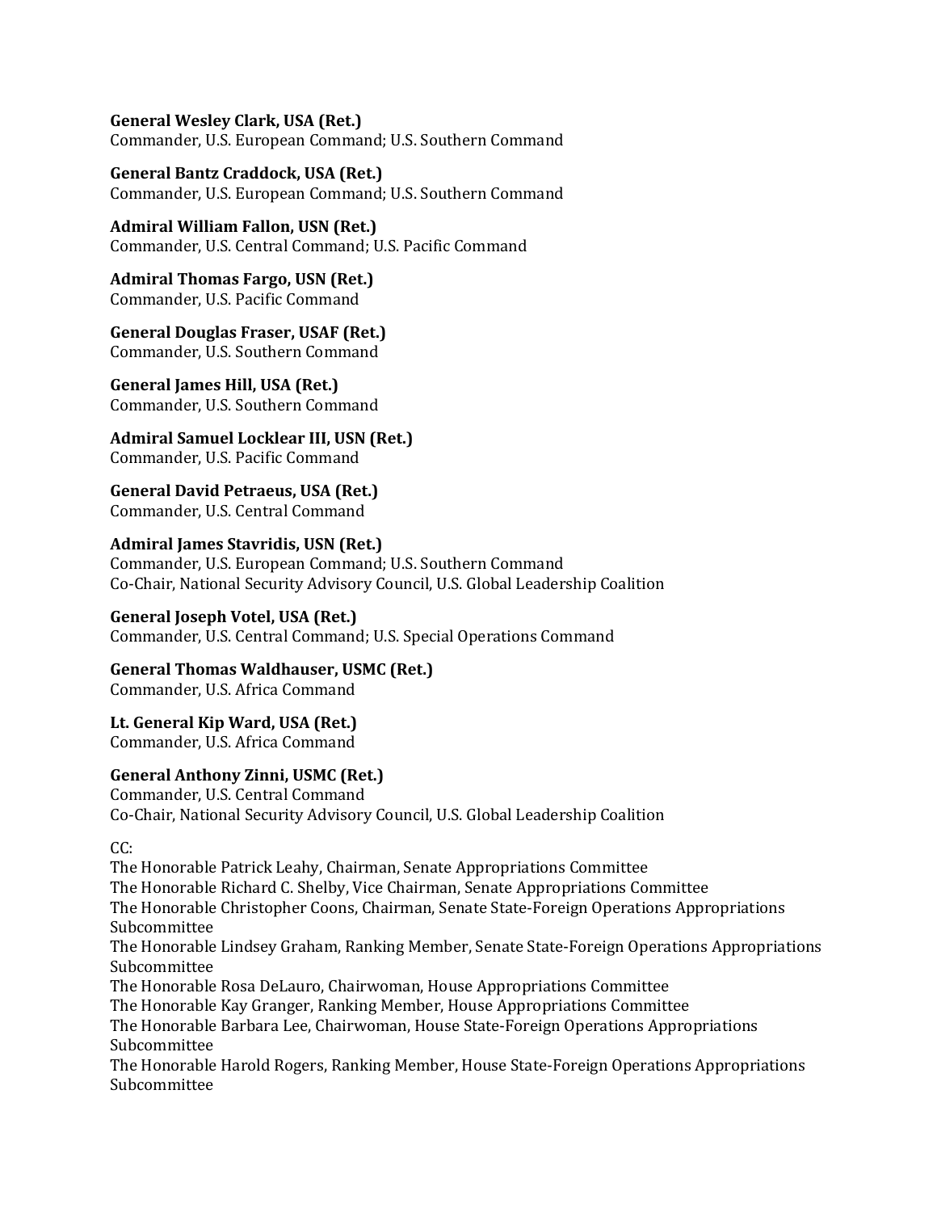**General Wesley Clark, USA (Ret.)**
Commander, U.S. European Command; U.S. Southern Command

**General Bantz Craddock, USA (Ret.)**
Commander, U.S. European Command; U.S. Southern Command

**Admiral William Fallon, USN (Ret.)**
Commander, U.S. Central Command; U.S. Pacific Command

**Admiral Thomas Fargo, USN (Ret.)**
Commander, U.S. Pacific Command

**General Douglas Fraser, USAF (Ret.)**
Commander, U.S. Southern Command

**General James Hill, USA (Ret.)**
Commander, U.S. Southern Command

**Admiral Samuel Locklear III, USN (Ret.)**
Commander, U.S. Pacific Command

**General David Petraeus, USA (Ret.)**
Commander, U.S. Central Command

**Admiral James Stavridis, USN (Ret.)**
Commander, U.S. European Command; U.S. Southern Command
Co-Chair, National Security Advisory Council, U.S. Global Leadership Coalition

**General Joseph Votel, USA (Ret.)**
Commander, U.S. Central Command; U.S. Special Operations Command

**General Thomas Waldhauser, USMC (Ret.)**
Commander, U.S. Africa Command

**Lt. General Kip Ward, USA (Ret.)**
Commander, U.S. Africa Command

**General Anthony Zinni, USMC (Ret.)**
Commander, U.S. Central Command
Co-Chair, National Security Advisory Council, U.S. Global Leadership Coalition

CC:
The Honorable Patrick Leahy, Chairman, Senate Appropriations Committee
The Honorable Richard C. Shelby, Vice Chairman, Senate Appropriations Committee
The Honorable Christopher Coons, Chairman, Senate State-Foreign Operations Appropriations Subcommittee
The Honorable Lindsey Graham, Ranking Member, Senate State-Foreign Operations Appropriations Subcommittee
The Honorable Rosa DeLauro, Chairwoman, House Appropriations Committee
The Honorable Kay Granger, Ranking Member, House Appropriations Committee
The Honorable Barbara Lee, Chairwoman, House State-Foreign Operations Appropriations Subcommittee
The Honorable Harold Rogers, Ranking Member, House State-Foreign Operations Appropriations Subcommittee